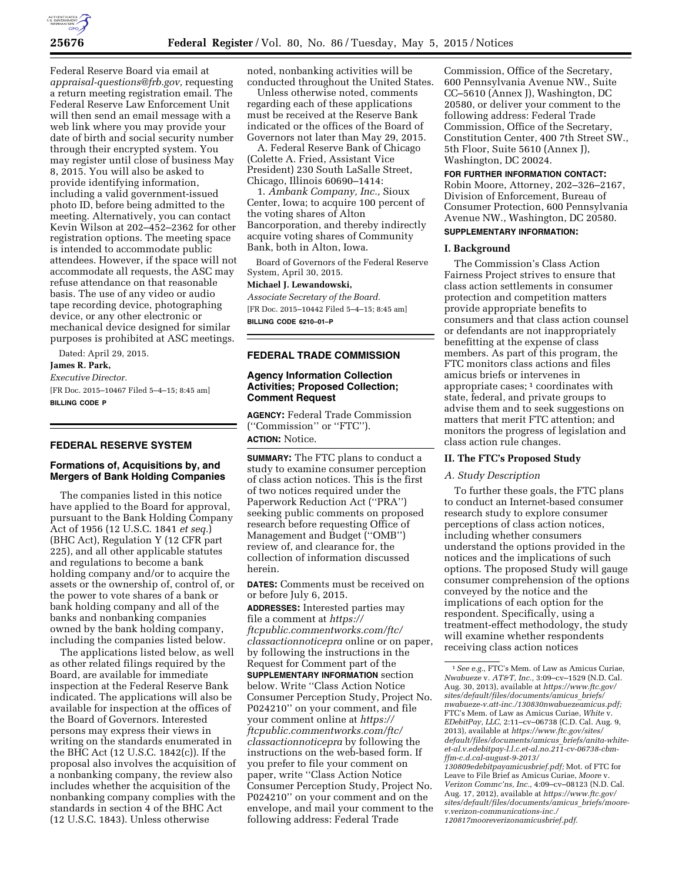Federal Reserve Board via email at *appraisal-questions@frb.gov,* requesting a return meeting registration email. The Federal Reserve Law Enforcement Unit will then send an email message with a web link where you may provide your date of birth and social security number through their encrypted system. You may register until close of business May 8, 2015. You will also be asked to provide identifying information, including a valid government-issued photo ID, before being admitted to the meeting. Alternatively, you can contact Kevin Wilson at 202–452–2362 for other registration options. The meeting space is intended to accommodate public attendees. However, if the space will not accommodate all requests, the ASC may refuse attendance on that reasonable basis. The use of any video or audio tape recording device, photographing device, or any other electronic or mechanical device designed for similar purposes is prohibited at ASC meetings.

Dated: April 29, 2015.

**James R. Park,**

*Executive Director.*

[FR Doc. 2015–10467 Filed 5–4–15; 8:45 am]

**BILLING CODE P**

## FEDERAL RESERVE SYSTEM

### Formations of, Acquisitions by, and Mergers of Bank Holding Companies

The companies listed in this notice have applied to the Board for approval, pursuant to the Bank Holding Company Act of 1956 (12 U.S.C. 1841 *et seq.*) (BHC Act), Regulation Y (12 CFR part 225), and all other applicable statutes and regulations to become a bank holding company and/or to acquire the assets or the ownership of, control of, or the power to vote shares of a bank or bank holding company and all of the banks and nonbanking companies owned by the bank holding company, including the companies listed below.

The applications listed below, as well as other related filings required by the Board, are available for immediate inspection at the Federal Reserve Bank indicated. The applications will also be available for inspection at the offices of the Board of Governors. Interested persons may express their views in writing on the standards enumerated in the BHC Act (12 U.S.C. 1842(c)). If the proposal also involves the acquisition of a nonbanking company, the review also includes whether the acquisition of the nonbanking company complies with the standards in section 4 of the BHC Act (12 U.S.C. 1843). Unless otherwise noted, nonbanking activities will be conducted throughout the United States.

Unless otherwise noted, comments regarding each of these applications must be received at the Reserve Bank indicated or the offices of the Board of Governors not later than May 29, 2015.

A. Federal Reserve Bank of Chicago (Colette A. Fried, Assistant Vice President) 230 South LaSalle Street, Chicago, Illinois 60690–1414:

1. *Ambank Company, Inc.,* Sioux Center, Iowa; to acquire 100 percent of the voting shares of Alton Bancorporation, and thereby indirectly acquire voting shares of Community Bank, both in Alton, Iowa.

Board of Governors of the Federal Reserve System, April 30, 2015.

**Michael J. Lewandowski,**

*Associate Secretary of the Board.*

[FR Doc. 2015–10442 Filed 5–4–15; 8:45 am]

**BILLING CODE 6210–01–P**

## FEDERAL TRADE COMMISSION

### Agency Information Collection Activities; Proposed Collection; Comment Request

**AGENCY:** Federal Trade Commission (''Commission'' or ''FTC'').

**ACTION:** Notice.

**SUMMARY:** The FTC plans to conduct a study to examine consumer perception of class action notices. This is the first of two notices required under the Paperwork Reduction Act (''PRA'') seeking public comments on proposed research before requesting Office of Management and Budget (''OMB'') review of, and clearance for, the collection of information discussed herein.

**DATES:** Comments must be received on or before July 6, 2015.

**ADDRESSES:** Interested parties may file a comment at *https://ftcpublic.commentworks.com/ftc/classactionnoticepra* online or on paper, by following the instructions in the Request for Comment part of the **SUPPLEMENTARY INFORMATION** section below. Write ''Class Action Notice Consumer Perception Study, Project No. P024210'' on your comment, and file your comment online at *https://ftcpublic.commentworks.com/ftc/classactionnoticepra* by following the instructions on the web-based form. If you prefer to file your comment on paper, write ''Class Action Notice Consumer Perception Study, Project No. P024210'' on your comment and on the envelope, and mail your comment to the following address: Federal Trade Commission, Office of the Secretary, 600 Pennsylvania Avenue NW., Suite CC–5610 (Annex J), Washington, DC 20580, or deliver your comment to the following address: Federal Trade Commission, Office of the Secretary, Constitution Center, 400 7th Street SW., 5th Floor, Suite 5610 (Annex J), Washington, DC 20024.

**FOR FURTHER INFORMATION CONTACT:** Robin Moore, Attorney, 202–326–2167, Division of Enforcement, Bureau of Consumer Protection, 600 Pennsylvania Avenue NW., Washington, DC 20580.

**SUPPLEMENTARY INFORMATION:**

#### I. Background

The Commission's Class Action Fairness Project strives to ensure that class action settlements in consumer protection and competition matters provide appropriate benefits to consumers and that class action counsel or defendants are not inappropriately benefitting at the expense of class members. As part of this program, the FTC monitors class actions and files amicus briefs or intervenes in appropriate cases; [1] coordinates with state, federal, and private groups to advise them and to seek suggestions on matters that merit FTC attention; and monitors the progress of legislation and class action rule changes.

#### II. The FTC's Proposed Study

*A. Study Description*

To further these goals, the FTC plans to conduct an Internet-based consumer research study to explore consumer perceptions of class action notices, including whether consumers understand the options provided in the notices and the implications of such options. The proposed Study will gauge consumer comprehension of the options conveyed by the notice and the implications of each option for the respondent. Specifically, using a treatment-effect methodology, the study will examine whether respondents receiving class action notices

---

[1] *See e.g.,* FTC's Mem. of Law as Amicus Curiae, *Nwabueze* v. *AT&T, Inc.,* 3:09–cv–1529 (N.D. Cal. Aug. 30, 2013), available at *https://www.ftc.gov/sites/default/files/documents/amicus_briefs/nwabueze-v.att-inc./130830nwabuezeamicus.pdf;* FTC's Mem. of Law as Amicus Curiae, *White* v. *EDebitPay, LLC,* 2:11–cv–06738 (C.D. Cal. Aug. 9, 2013), available at *https://www.ftc.gov/sites/default/files/documents/amicus_briefs/anita-white-et-al.v.edebitpay-l.l.c.et-al.no.211-cv-06738-cbm-ffm-c.d.cal-august-9-2013/130809edebitpayamicusbrief.pdf;* Mot. of FTC for Leave to File Brief as Amicus Curiae, *Moore* v. *Verizon Commc'ns, Inc.,* 4:09–cv–08123 (N.D. Cal. Aug. 17, 2012), available at *https://www.ftc.gov/sites/default/files/documents/amicus_briefs/moore-v.verizon-communications-inc./120817mooreverizonamicusbrief.pdf.*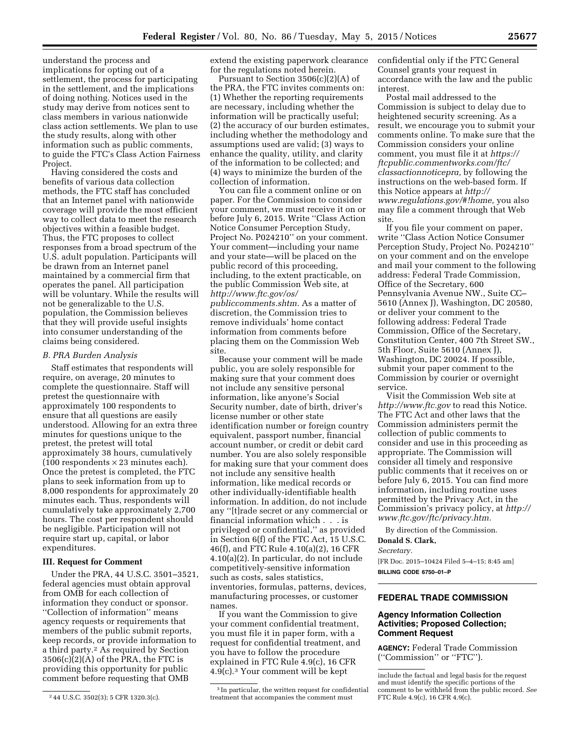understand the process and implications for opting out of a settlement, the process for participating in the settlement, and the implications of doing nothing. Notices used in the study may derive from notices sent to class members in various nationwide class action settlements. We plan to use the study results, along with other information such as public comments, to guide the FTC's Class Action Fairness Project.

Having considered the costs and benefits of various data collection methods, the FTC staff has concluded that an Internet panel with nationwide coverage will provide the most efficient way to collect data to meet the research objectives within a feasible budget. Thus, the FTC proposes to collect responses from a broad spectrum of the U.S. adult population. Participants will be drawn from an Internet panel maintained by a commercial firm that operates the panel. All participation will be voluntary. While the results will not be generalizable to the U.S. population, the Commission believes that they will provide useful insights into consumer understanding of the claims being considered.

### *B. PRA Burden Analysis*

Staff estimates that respondents will require, on average, 20 minutes to complete the questionnaire. Staff will pretest the questionnaire with approximately 100 respondents to ensure that all questions are easily understood. Allowing for an extra three minutes for questions unique to the pretest, the pretest will total approximately 38 hours, cumulatively (100 respondents × 23 minutes each). Once the pretest is completed, the FTC plans to seek information from up to 8,000 respondents for approximately 20 minutes each. Thus, respondents will cumulatively take approximately 2,700 hours. The cost per respondent should be negligible. Participation will not require start up, capital, or labor expenditures.

## III. Request for Comment

Under the PRA, 44 U.S.C. 3501–3521, federal agencies must obtain approval from OMB for each collection of information they conduct or sponsor. "Collection of information" means agency requests or requirements that members of the public submit reports, keep records, or provide information to a third party.[2] As required by Section 3506(c)(2)(A) of the PRA, the FTC is providing this opportunity for public comment before requesting that OMB extend the existing paperwork clearance for the regulations noted herein.

Pursuant to Section 3506(c)(2)(A) of the PRA, the FTC invites comments on: (1) Whether the reporting requirements are necessary, including whether the information will be practically useful; (2) the accuracy of our burden estimates, including whether the methodology and assumptions used are valid; (3) ways to enhance the quality, utility, and clarity of the information to be collected; and (4) ways to minimize the burden of the collection of information.

You can file a comment online or on paper. For the Commission to consider your comment, we must receive it on or before July 6, 2015. Write "Class Action Notice Consumer Perception Study, Project No. P024210" on your comment. Your comment—including your name and your state—will be placed on the public record of this proceeding, including, to the extent practicable, on the public Commission Web site, at *http://www.ftc.gov/os/publiccomments.shtm.* As a matter of discretion, the Commission tries to remove individuals' home contact information from comments before placing them on the Commission Web site.

Because your comment will be made public, you are solely responsible for making sure that your comment does not include any sensitive personal information, like anyone's Social Security number, date of birth, driver's license number or other state identification number or foreign country equivalent, passport number, financial account number, or credit or debit card number. You are also solely responsible for making sure that your comment does not include any sensitive health information, like medical records or other individually-identifiable health information. In addition, do not include any "[t]rade secret or any commercial or financial information which . . . is privileged or confidential," as provided in Section 6(f) of the FTC Act, 15 U.S.C. 46(f), and FTC Rule 4.10(a)(2), 16 CFR 4.10(a)(2). In particular, do not include competitively-sensitive information such as costs, sales statistics, inventories, formulas, patterns, devices, manufacturing processes, or customer names.

If you want the Commission to give your comment confidential treatment, you must file it in paper form, with a request for confidential treatment, and you have to follow the procedure explained in FTC Rule 4.9(c), 16 CFR 4.9(c).[3] Your comment will be kept confidential only if the FTC General Counsel grants your request in accordance with the law and the public interest.

Postal mail addressed to the Commission is subject to delay due to heightened security screening. As a result, we encourage you to submit your comments online. To make sure that the Commission considers your online comment, you must file it at *https://ftcpublic.commentworks.com/ftc/classactionnoticepra,* by following the instructions on the web-based form. If this Notice appears at *http://www.regulations.gov/#!home,* you also may file a comment through that Web site.

If you file your comment on paper, write "Class Action Notice Consumer Perception Study, Project No. P024210" on your comment and on the envelope and mail your comment to the following address: Federal Trade Commission, Office of the Secretary, 600 Pennsylvania Avenue NW., Suite CC–5610 (Annex J), Washington, DC 20580, or deliver your comment to the following address: Federal Trade Commission, Office of the Secretary, Constitution Center, 400 7th Street SW., 5th Floor, Suite 5610 (Annex J), Washington, DC 20024. If possible, submit your paper comment to the Commission by courier or overnight service.

Visit the Commission Web site at *http://www.ftc.gov* to read this Notice. The FTC Act and other laws that the Commission administers permit the collection of public comments to consider and use in this proceeding as appropriate. The Commission will consider all timely and responsive public comments that it receives on or before July 6, 2015. You can find more information, including routine uses permitted by the Privacy Act, in the Commission's privacy policy, at *http://www.ftc.gov/ftc/privacy.htm.*

By direction of the Commission.

**Donald S. Clark,**

*Secretary.*

[FR Doc. 2015–10424 Filed 5–4–15; 8:45 am]

**BILLING CODE 6750–01–P**

---

## FEDERAL TRADE COMMISSION

### Agency Information Collection Activities; Proposed Collection; Comment Request

**AGENCY:** Federal Trade Commission ("Commission" or "FTC").

---

[2] 44 U.S.C. 3502(3); 5 CFR 1320.3(c).

[3] In particular, the written request for confidential treatment that accompanies the comment must include the factual and legal basis for the request and must identify the specific portions of the comment to be withheld from the public record. *See* FTC Rule 4.9(c), 16 CFR 4.9(c).